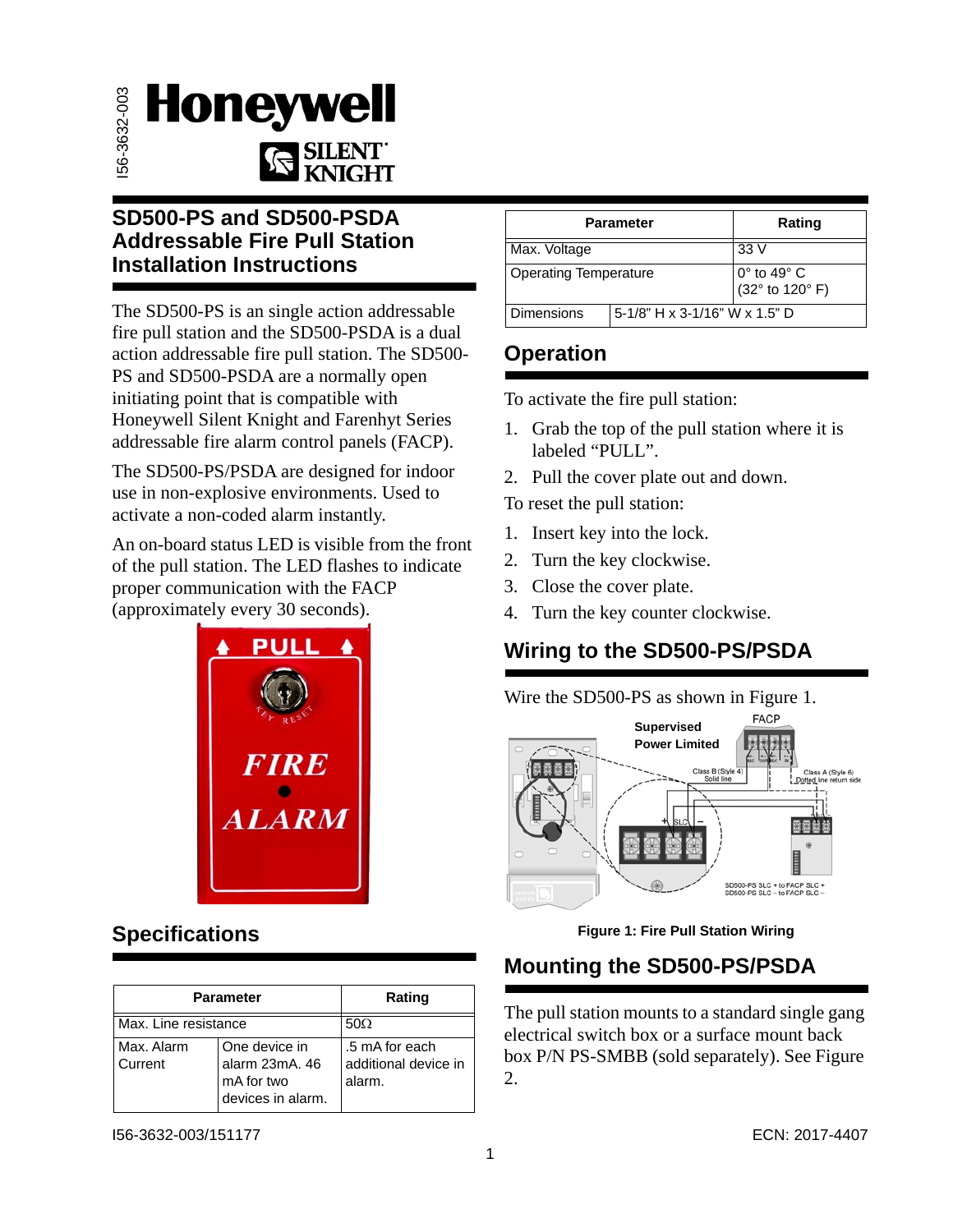# SD500-PS and SD500-PSDA Addressable Fire Pull Station Installation Instructions

The SD500-PS is an single action addressable fire pull station and the SD500-PSDA is a dual action addressable fire pull station. The SD500-PS and SD500-PSDA are a normally open initiating point that is compatible with Honeywell Silent Knight and Farenhyt Series addressable fire alarm control panels (FACP).

The SD500-PS/PSDA are designed for indoor use in non-explosive environments. Used to activate a non-coded alarm instantly.

An on-board status LED is visible from the front of the pull station. The LED flashes to indicate proper communication with the FACP (approximately every 30 seconds).

## Specifications

| Parameter | | Rating |
|---|---|---|
| Max. Line resistance | | 50Ω |
| Max. Alarm Current | One device in alarm 23mA. 46 mA for two devices in alarm. | .5 mA for each additional device in alarm. |
| Max. Voltage | | 33 V |
| Operating Temperature | | 0° to 49° C (32° to 120° F) |
| Dimensions | 5-1/8" H x 3-1/16" W x 1.5" D | |

## Operation

To activate the fire pull station:

1. Grab the top of the pull station where it is labeled "PULL".
2. Pull the cover plate out and down.

To reset the pull station:

1. Insert key into the lock.
2. Turn the key clockwise.
3. Close the cover plate.
4. Turn the key counter clockwise.

## Wiring to the SD500-PS/PSDA

Wire the SD500-PS as shown in Figure 1.

**Figure 1: Fire Pull Station Wiring**

## Mounting the SD500-PS/PSDA

The pull station mounts to a standard single gang electrical switch box or a surface mount back box P/N PS-SMBB (sold separately). See Figure 2.

I56-3632-003/151177

ECN: 2017-4407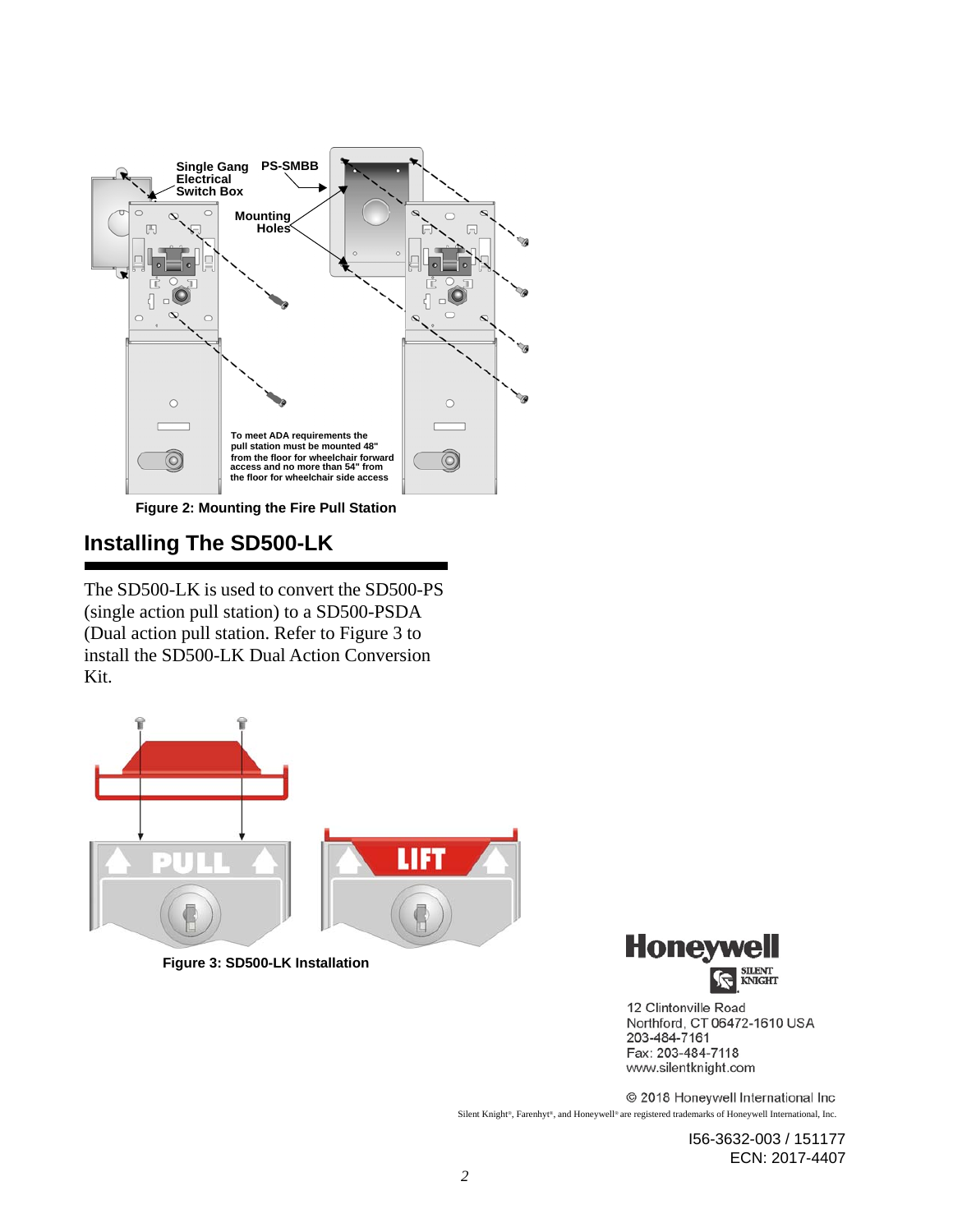Single Gang Electrical Switch Box

PS-SMBB

Mounting Holes

To meet ADA requirements the pull station must be mounted 48" from the floor for wheelchair forward access and no more than 54" from the floor for wheelchair side access

**Figure 2: Mounting the Fire Pull Station**

## Installing The SD500-LK

The SD500-LK is used to convert the SD500-PS (single action pull station) to a SD500-PSDA (Dual action pull station. Refer to Figure 3 to install the SD500-LK Dual Action Conversion Kit.

PULL

LIFT

**Figure 3: SD500-LK Installation**

Honeywell

SILENT KNIGHT

12 Clintonville Road
Northford, CT 06472-1610 USA
203-484-7161
Fax: 203-484-7118
www.silentknight.com

© 2018 Honeywell International Inc

Silent Knight®, Farenhyt®, and Honeywell® are registered trademarks of Honeywell International, Inc.

I56-3632-003 / 151177
ECN: 2017-4407